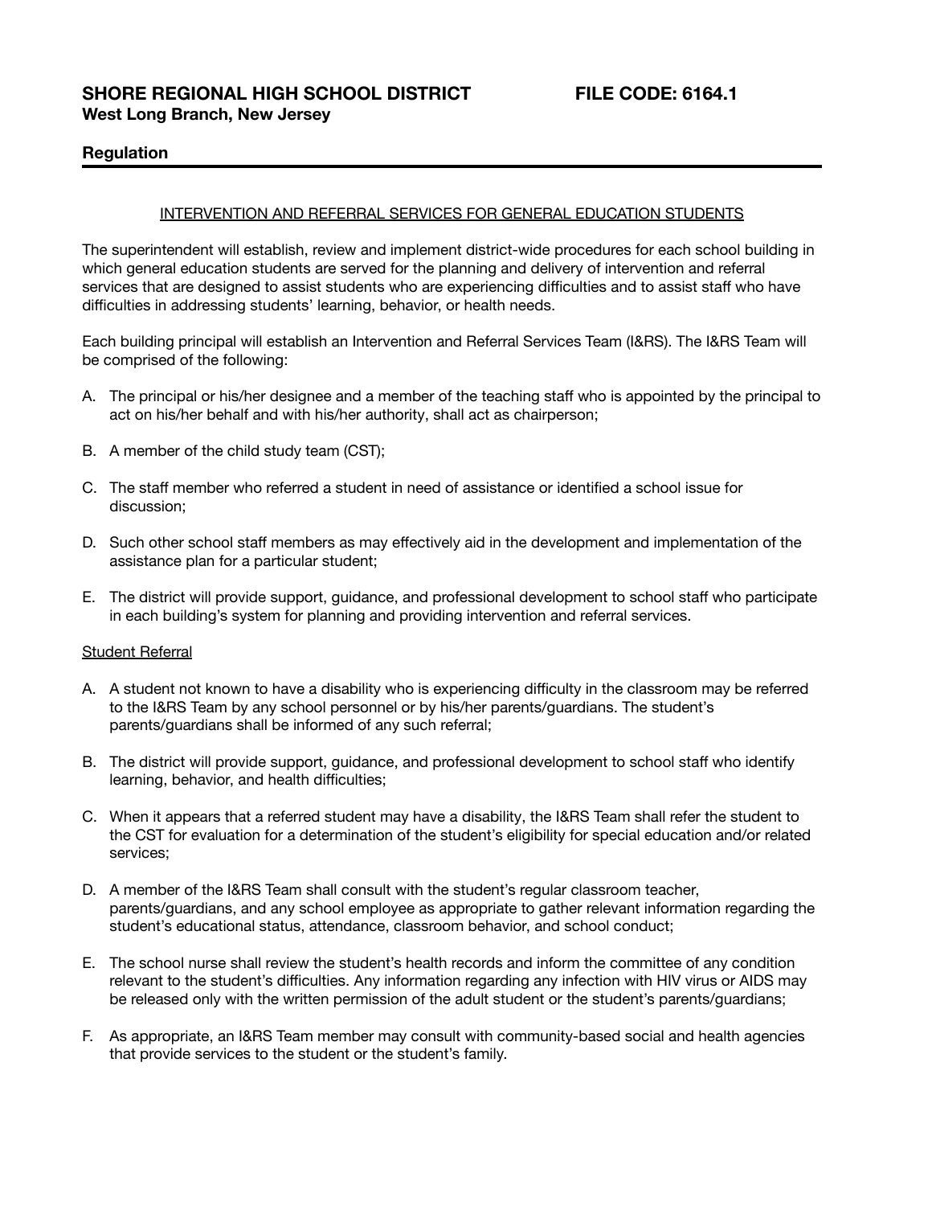**SHORE REGIONAL HIGH SCHOOL DISTRICT FILE CODE: 6164.1**
**West Long Branch, New Jersey**

**Regulation**

---

## INTERVENTION AND REFERRAL SERVICES FOR GENERAL EDUCATION STUDENTS

The superintendent will establish, review and implement district-wide procedures for each school building in which general education students are served for the planning and delivery of intervention and referral services that are designed to assist students who are experiencing difficulties and to assist staff who have difficulties in addressing students' learning, behavior, or health needs.

Each building principal will establish an Intervention and Referral Services Team (I&RS). The I&RS Team will be comprised of the following:

A. The principal or his/her designee and a member of the teaching staff who is appointed by the principal to act on his/her behalf and with his/her authority, shall act as chairperson;

B. A member of the child study team (CST);

C. The staff member who referred a student in need of assistance or identified a school issue for discussion;

D. Such other school staff members as may effectively aid in the development and implementation of the assistance plan for a particular student;

E. The district will provide support, guidance, and professional development to school staff who participate in each building's system for planning and providing intervention and referral services.

### Student Referral

A. A student not known to have a disability who is experiencing difficulty in the classroom may be referred to the I&RS Team by any school personnel or by his/her parents/guardians. The student's parents/guardians shall be informed of any such referral;

B. The district will provide support, guidance, and professional development to school staff who identify learning, behavior, and health difficulties;

C. When it appears that a referred student may have a disability, the I&RS Team shall refer the student to the CST for evaluation for a determination of the student's eligibility for special education and/or related services;

D. A member of the I&RS Team shall consult with the student's regular classroom teacher, parents/guardians, and any school employee as appropriate to gather relevant information regarding the student's educational status, attendance, classroom behavior, and school conduct;

E. The school nurse shall review the student's health records and inform the committee of any condition relevant to the student's difficulties. Any information regarding any infection with HIV virus or AIDS may be released only with the written permission of the adult student or the student's parents/guardians;

F. As appropriate, an I&RS Team member may consult with community-based social and health agencies that provide services to the student or the student's family.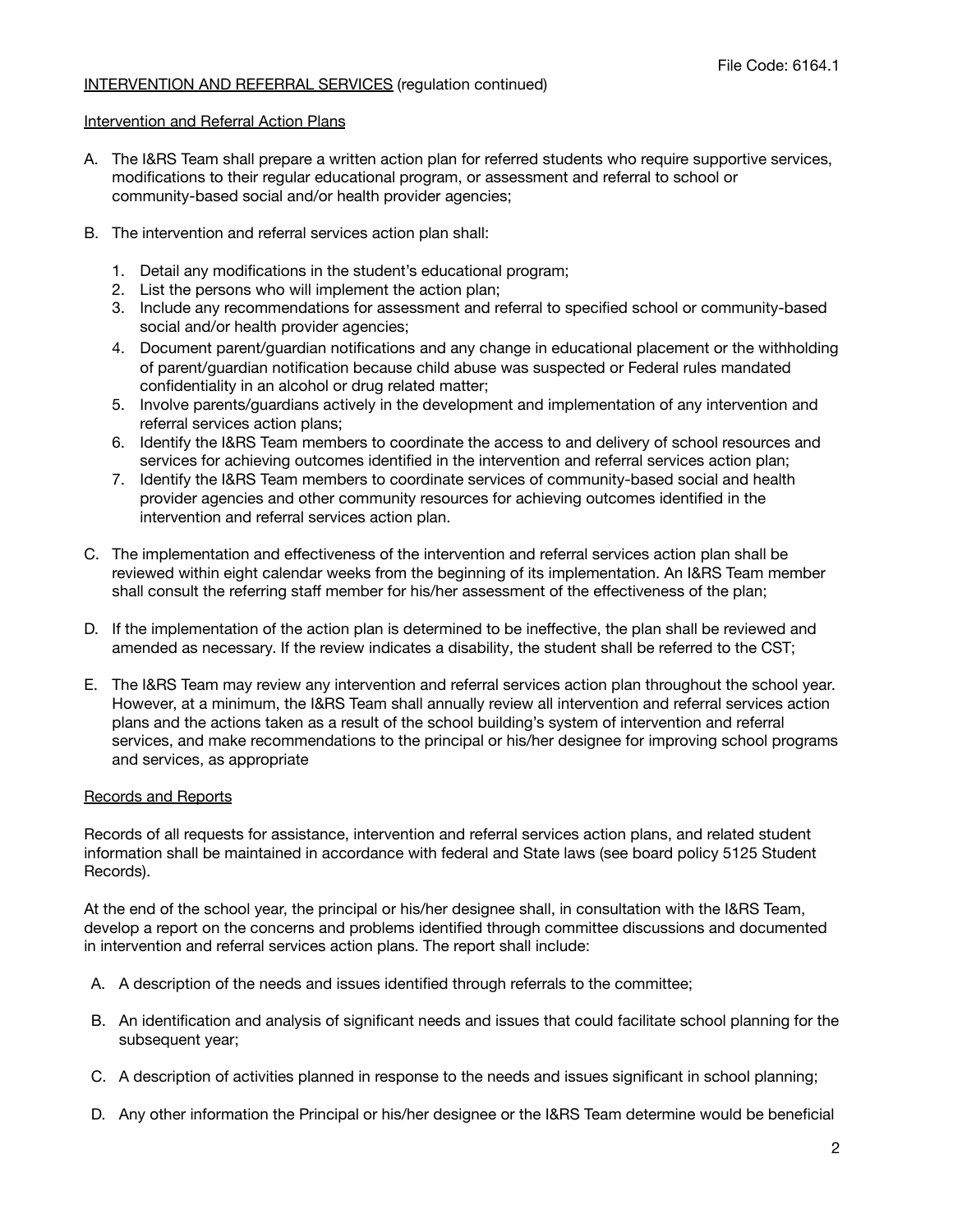INTERVENTION AND REFERRAL SERVICES (regulation continued)

Intervention and Referral Action Plans

A. The I&RS Team shall prepare a written action plan for referred students who require supportive services, modifications to their regular educational program, or assessment and referral to school or community-based social and/or health provider agencies;

B. The intervention and referral services action plan shall:

   1. Detail any modifications in the student's educational program;
   2. List the persons who will implement the action plan;
   3. Include any recommendations for assessment and referral to specified school or community-based social and/or health provider agencies;
   4. Document parent/guardian notifications and any change in educational placement or the withholding of parent/guardian notification because child abuse was suspected or Federal rules mandated confidentiality in an alcohol or drug related matter;
   5. Involve parents/guardians actively in the development and implementation of any intervention and referral services action plans;
   6. Identify the I&RS Team members to coordinate the access to and delivery of school resources and services for achieving outcomes identified in the intervention and referral services action plan;
   7. Identify the I&RS Team members to coordinate services of community-based social and health provider agencies and other community resources for achieving outcomes identified in the intervention and referral services action plan.

C. The implementation and effectiveness of the intervention and referral services action plan shall be reviewed within eight calendar weeks from the beginning of its implementation. An I&RS Team member shall consult the referring staff member for his/her assessment of the effectiveness of the plan;

D. If the implementation of the action plan is determined to be ineffective, the plan shall be reviewed and amended as necessary. If the review indicates a disability, the student shall be referred to the CST;

E. The I&RS Team may review any intervention and referral services action plan throughout the school year. However, at a minimum, the I&RS Team shall annually review all intervention and referral services action plans and the actions taken as a result of the school building's system of intervention and referral services, and make recommendations to the principal or his/her designee for improving school programs and services, as appropriate

Records and Reports

Records of all requests for assistance, intervention and referral services action plans, and related student information shall be maintained in accordance with federal and State laws (see board policy 5125 Student Records).

At the end of the school year, the principal or his/her designee shall, in consultation with the I&RS Team, develop a report on the concerns and problems identified through committee discussions and documented in intervention and referral services action plans. The report shall include:

A. A description of the needs and issues identified through referrals to the committee;

B. An identification and analysis of significant needs and issues that could facilitate school planning for the subsequent year;

C. A description of activities planned in response to the needs and issues significant in school planning;

D. Any other information the Principal or his/her designee or the I&RS Team determine would be beneficial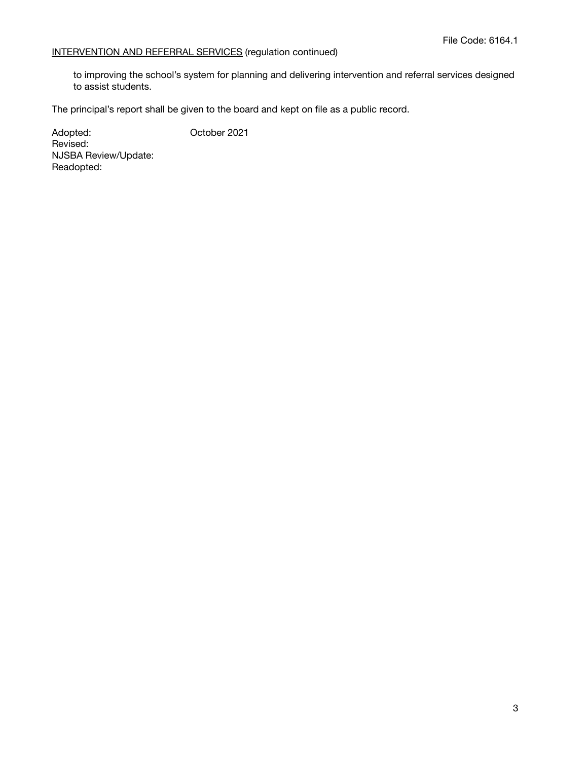to improving the school's system for planning and delivering intervention and referral services designed to assist students.

The principal's report shall be given to the board and kept on file as a public record.

Adopted: October 2021
Revised:
NJSBA Review/Update:
Readopted: